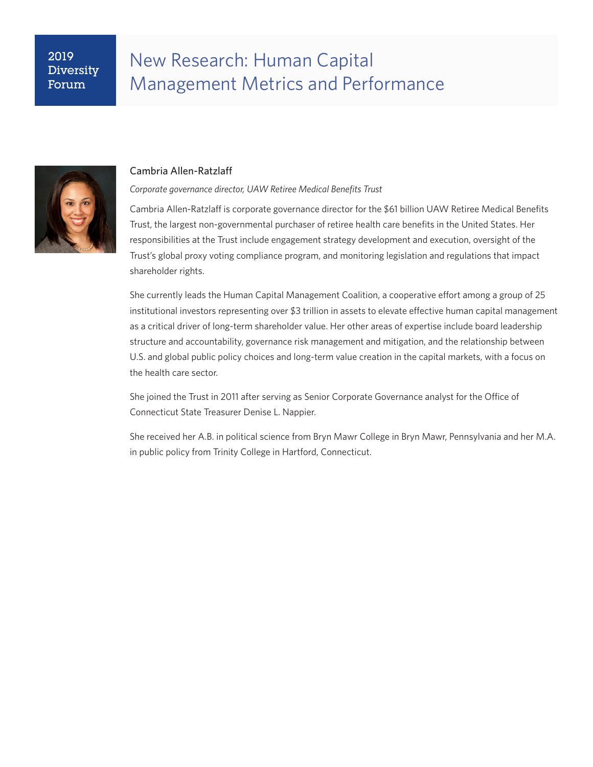2019 Diversity Forum

# New Research: Human Capital Management Metrics and Performance

## Cambria Allen-Ratzlaff

*Corporate governance director, UAW Retiree Medical Benefits Trust*

Cambria Allen-Ratzlaff is corporate governance director for the $61 billion UAW Retiree Medical Benefits Trust, the largest non-governmental purchaser of retiree health care benefits in the United States. Her responsibilities at the Trust include engagement strategy development and execution, oversight of the Trust's global proxy voting compliance program, and monitoring legislation and regulations that impact shareholder rights.

She currently leads the Human Capital Management Coalition, a cooperative effort among a group of 25 institutional investors representing over $3 trillion in assets to elevate effective human capital management as a critical driver of long-term shareholder value. Her other areas of expertise include board leadership structure and accountability, governance risk management and mitigation, and the relationship between U.S. and global public policy choices and long-term value creation in the capital markets, with a focus on the health care sector.

She joined the Trust in 2011 after serving as Senior Corporate Governance analyst for the Office of Connecticut State Treasurer Denise L. Nappier.

She received her A.B. in political science from Bryn Mawr College in Bryn Mawr, Pennsylvania and her M.A. in public policy from Trinity College in Hartford, Connecticut.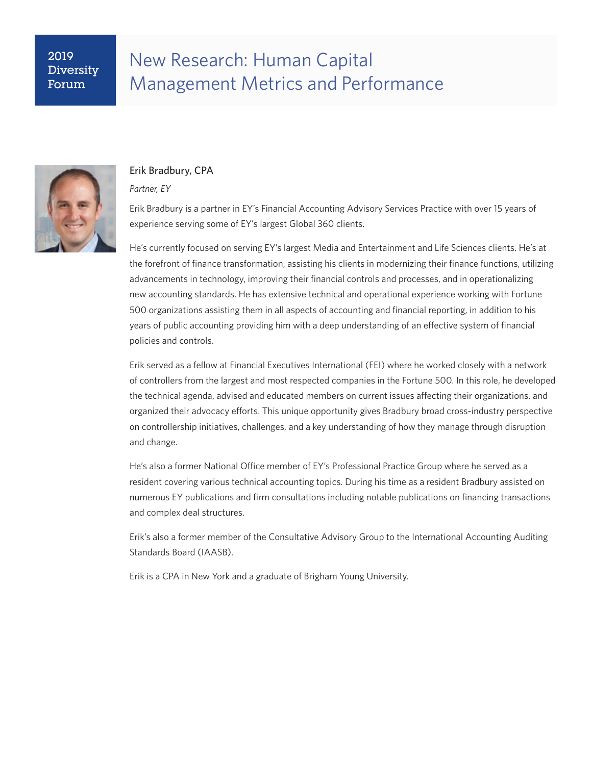2019 Diversity Forum

# New Research: Human Capital Management Metrics and Performance

## Erik Bradbury, CPA

*Partner, EY*

Erik Bradbury is a partner in EY's Financial Accounting Advisory Services Practice with over 15 years of experience serving some of EY's largest Global 360 clients.

He's currently focused on serving EY's largest Media and Entertainment and Life Sciences clients. He's at the forefront of finance transformation, assisting his clients in modernizing their finance functions, utilizing advancements in technology, improving their financial controls and processes, and in operationalizing new accounting standards. He has extensive technical and operational experience working with Fortune 500 organizations assisting them in all aspects of accounting and financial reporting, in addition to his years of public accounting providing him with a deep understanding of an effective system of financial policies and controls.

Erik served as a fellow at Financial Executives International (FEI) where he worked closely with a network of controllers from the largest and most respected companies in the Fortune 500. In this role, he developed the technical agenda, advised and educated members on current issues affecting their organizations, and organized their advocacy efforts. This unique opportunity gives Bradbury broad cross-industry perspective on controllership initiatives, challenges, and a key understanding of how they manage through disruption and change.

He's also a former National Office member of EY's Professional Practice Group where he served as a resident covering various technical accounting topics. During his time as a resident Bradbury assisted on numerous EY publications and firm consultations including notable publications on financing transactions and complex deal structures.

Erik's also a former member of the Consultative Advisory Group to the International Accounting Auditing Standards Board (IAASB).

Erik is a CPA in New York and a graduate of Brigham Young University.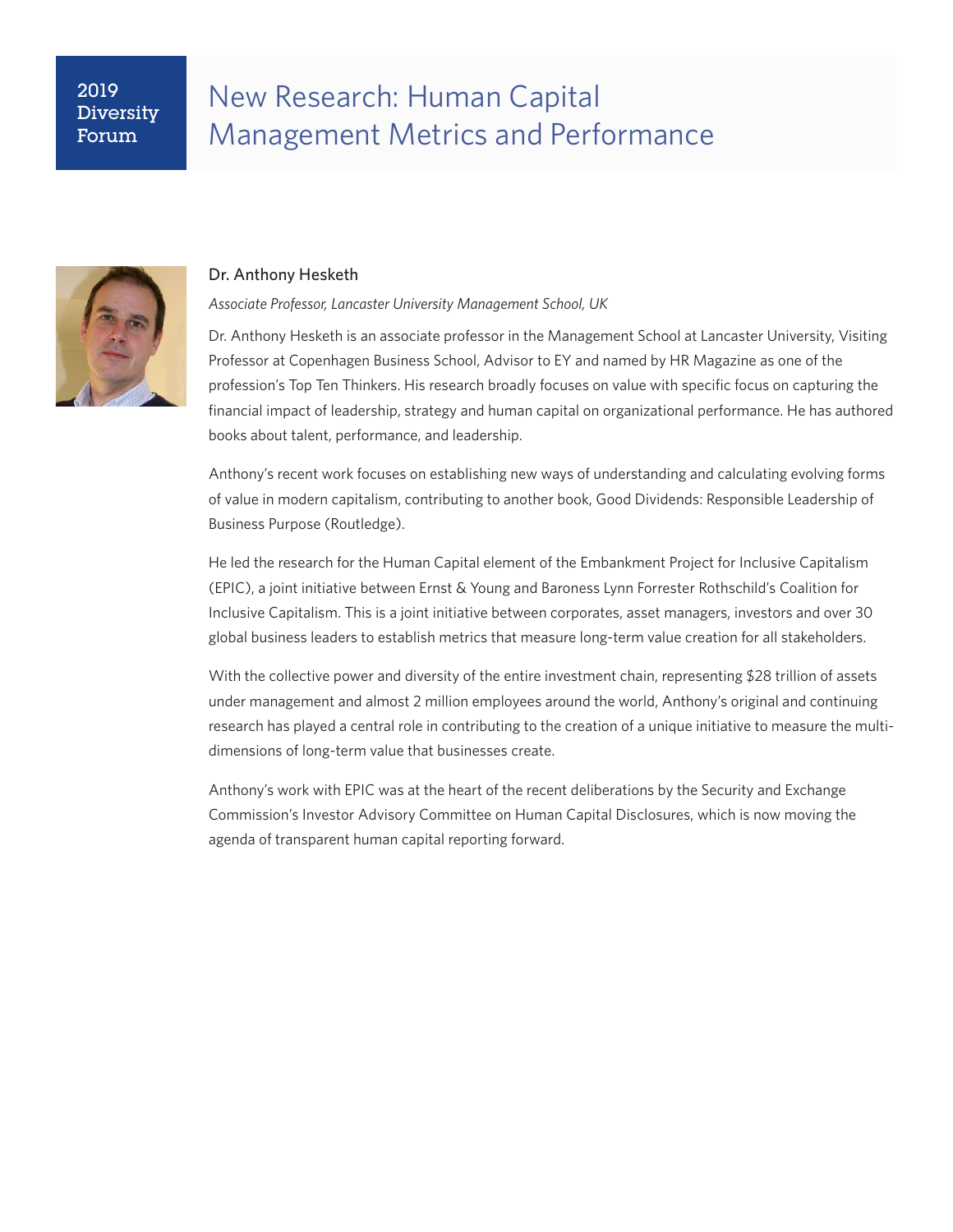2019 Diversity Forum

# New Research: Human Capital Management Metrics and Performance

## Dr. Anthony Hesketh

*Associate Professor, Lancaster University Management School, UK*

Dr. Anthony Hesketh is an associate professor in the Management School at Lancaster University, Visiting Professor at Copenhagen Business School, Advisor to EY and named by HR Magazine as one of the profession's Top Ten Thinkers. His research broadly focuses on value with specific focus on capturing the financial impact of leadership, strategy and human capital on organizational performance. He has authored books about talent, performance, and leadership.

Anthony's recent work focuses on establishing new ways of understanding and calculating evolving forms of value in modern capitalism, contributing to another book, Good Dividends: Responsible Leadership of Business Purpose (Routledge).

He led the research for the Human Capital element of the Embankment Project for Inclusive Capitalism (EPIC), a joint initiative between Ernst & Young and Baroness Lynn Forrester Rothschild's Coalition for Inclusive Capitalism. This is a joint initiative between corporates, asset managers, investors and over 30 global business leaders to establish metrics that measure long-term value creation for all stakeholders.

With the collective power and diversity of the entire investment chain, representing $28 trillion of assets under management and almost 2 million employees around the world, Anthony's original and continuing research has played a central role in contributing to the creation of a unique initiative to measure the multi-dimensions of long-term value that businesses create.

Anthony's work with EPIC was at the heart of the recent deliberations by the Security and Exchange Commission's Investor Advisory Committee on Human Capital Disclosures, which is now moving the agenda of transparent human capital reporting forward.